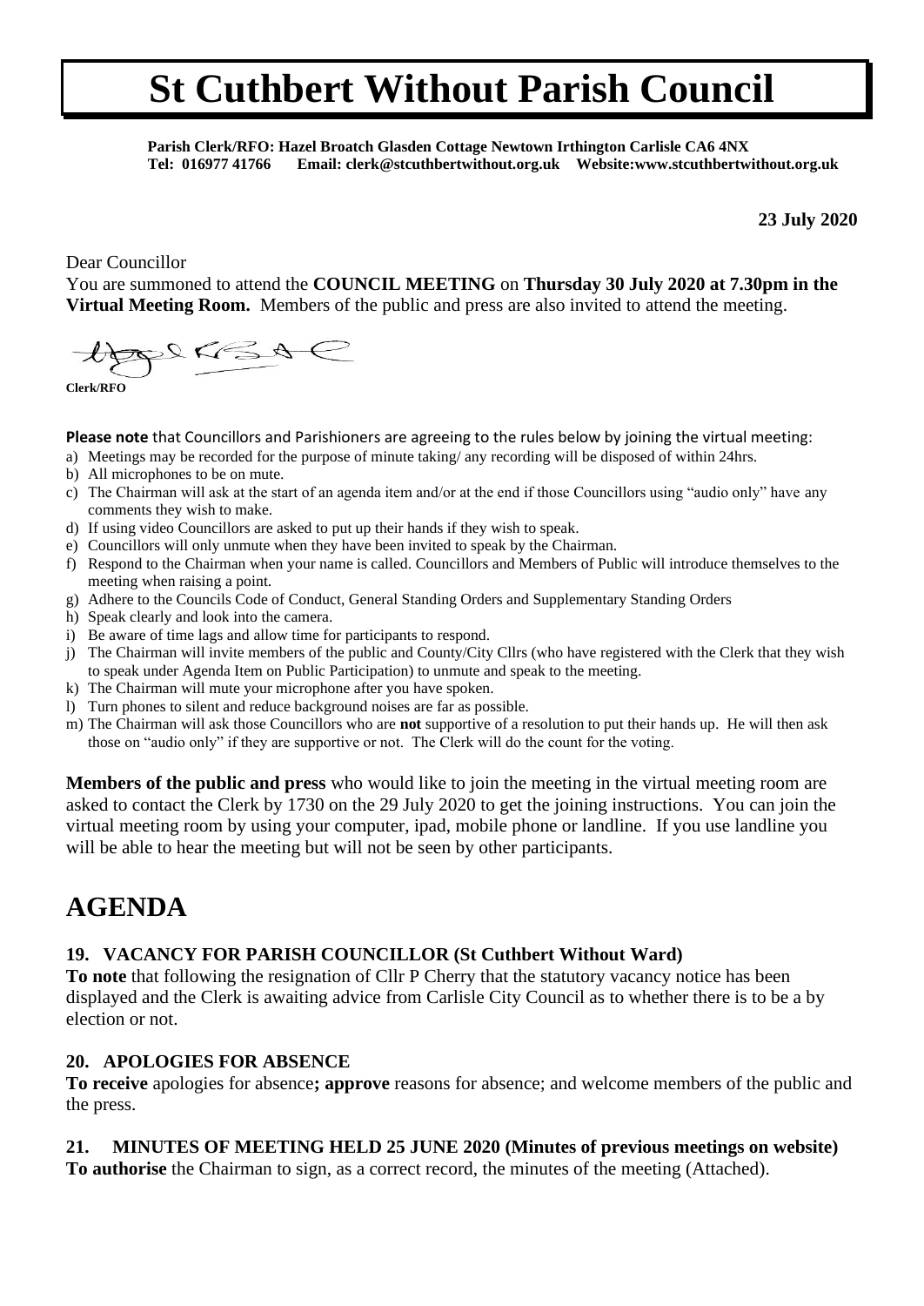# St Cuthbert Without Parish Council

**Parish Clerk/RFO: Hazel Broatch Glasden Cottage Newtown Irthington Carlisle CA6 4NX**
**Tel: 016977 41766 Email: clerk@stcuthbertwithout.org.uk Website:www.stcuthbertwithout.org.uk**

**23 July 2020**

Dear Councillor

You are summoned to attend the **COUNCIL MEETING** on **Thursday 30 July 2020 at 7.30pm in the Virtual Meeting Room.** Members of the public and press are also invited to attend the meeting.

**Clerk/RFO**

**Please note** that Councillors and Parishioners are agreeing to the rules below by joining the virtual meeting:

a) Meetings may be recorded for the purpose of minute taking/ any recording will be disposed of within 24hrs.
b) All microphones to be on mute.
c) The Chairman will ask at the start of an agenda item and/or at the end if those Councillors using "audio only" have any comments they wish to make.
d) If using video Councillors are asked to put up their hands if they wish to speak.
e) Councillors will only unmute when they have been invited to speak by the Chairman.
f) Respond to the Chairman when your name is called. Councillors and Members of Public will introduce themselves to the meeting when raising a point.
g) Adhere to the Councils Code of Conduct, General Standing Orders and Supplementary Standing Orders
h) Speak clearly and look into the camera.
i) Be aware of time lags and allow time for participants to respond.
j) The Chairman will invite members of the public and County/City Cllrs (who have registered with the Clerk that they wish to speak under Agenda Item on Public Participation) to unmute and speak to the meeting.
k) The Chairman will mute your microphone after you have spoken.
l) Turn phones to silent and reduce background noises are far as possible.
m) The Chairman will ask those Councillors who are **not** supportive of a resolution to put their hands up. He will then ask those on "audio only" if they are supportive or not. The Clerk will do the count for the voting.

**Members of the public and press** who would like to join the meeting in the virtual meeting room are asked to contact the Clerk by 1730 on the 29 July 2020 to get the joining instructions. You can join the virtual meeting room by using your computer, ipad, mobile phone or landline. If you use landline you will be able to hear the meeting but will not be seen by other participants.

# AGENDA

### 19. VACANCY FOR PARISH COUNCILLOR (St Cuthbert Without Ward)

**To note** that following the resignation of Cllr P Cherry that the statutory vacancy notice has been displayed and the Clerk is awaiting advice from Carlisle City Council as to whether there is to be a by election or not.

### 20. APOLOGIES FOR ABSENCE

**To receive** apologies for absence**; approve** reasons for absence; and welcome members of the public and the press.

### 21. MINUTES OF MEETING HELD 25 JUNE 2020 (Minutes of previous meetings on website)

**To authorise** the Chairman to sign, as a correct record, the minutes of the meeting (Attached).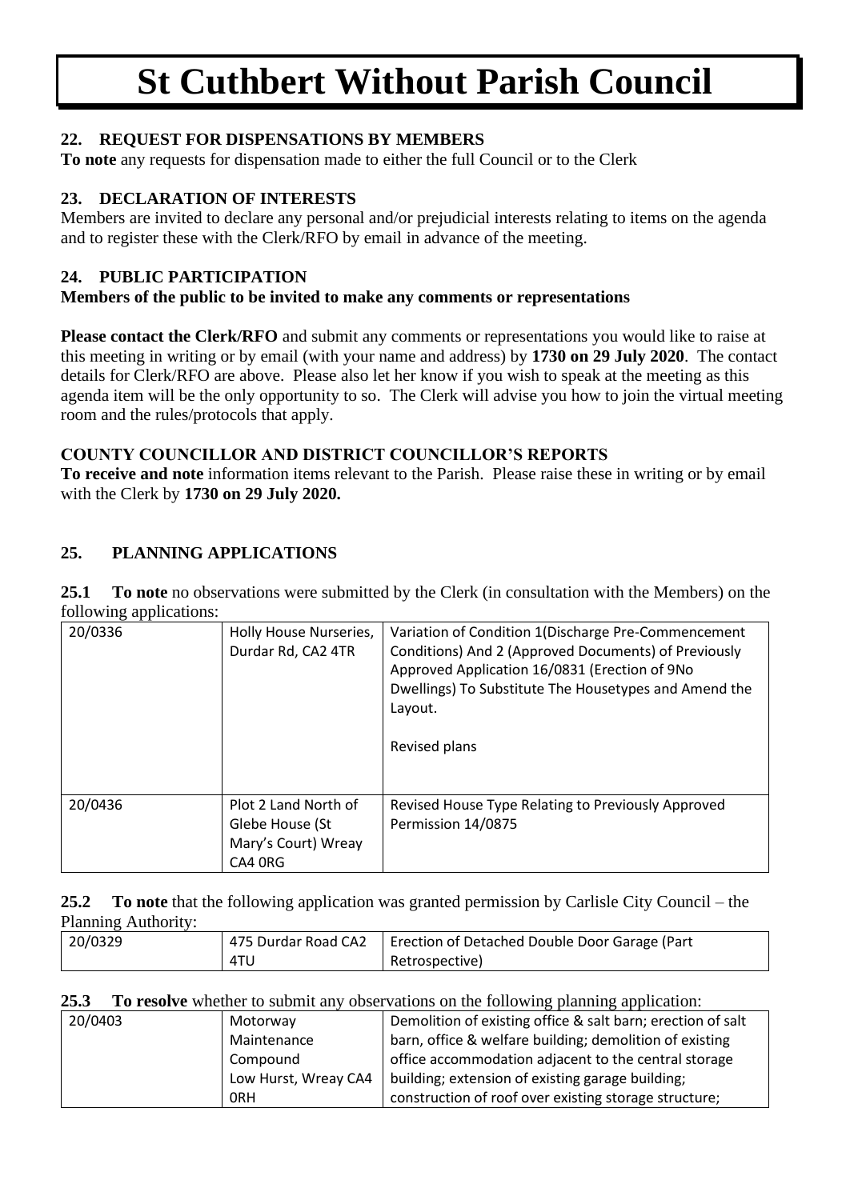# St Cuthbert Without Parish Council

### 22. REQUEST FOR DISPENSATIONS BY MEMBERS

**To note** any requests for dispensation made to either the full Council or to the Clerk

### 23. DECLARATION OF INTERESTS

Members are invited to declare any personal and/or prejudicial interests relating to items on the agenda and to register these with the Clerk/RFO by email in advance of the meeting.

### 24. PUBLIC PARTICIPATION

**Members of the public to be invited to make any comments or representations**

**Please contact the Clerk/RFO** and submit any comments or representations you would like to raise at this meeting in writing or by email (with your name and address) by **1730 on 29 July 2020**. The contact details for Clerk/RFO are above. Please also let her know if you wish to speak at the meeting as this agenda item will be the only opportunity to so. The Clerk will advise you how to join the virtual meeting room and the rules/protocols that apply.

### COUNTY COUNCILLOR AND DISTRICT COUNCILLOR'S REPORTS

**To receive and note** information items relevant to the Parish. Please raise these in writing or by email with the Clerk by **1730 on 29 July 2020.**

### 25. PLANNING APPLICATIONS

**25.1 To note** no observations were submitted by the Clerk (in consultation with the Members) on the following applications:

| | | |
|---|---|---|
| 20/0336 | Holly House Nurseries, Durdar Rd, CA2 4TR | Variation of Condition 1(Discharge Pre-Commencement Conditions) And 2 (Approved Documents) of Previously Approved Application 16/0831 (Erection of 9No Dwellings) To Substitute The Housetypes and Amend the Layout.<br><br>Revised plans |
| 20/0436 | Plot 2 Land North of Glebe House (St Mary's Court) Wreay CA4 0RG | Revised House Type Relating to Previously Approved Permission 14/0875 |

**25.2 To note** that the following application was granted permission by Carlisle City Council – the Planning Authority:

| | | |
|---|---|---|
| 20/0329 | 475 Durdar Road CA2 4TU | Erection of Detached Double Door Garage (Part Retrospective) |

**25.3 To resolve** whether to submit any observations on the following planning application:

| | | |
|---|---|---|
| 20/0403 | Motorway Maintenance Compound Low Hurst, Wreay CA4 0RH | Demolition of existing office & salt barn; erection of salt barn, office & welfare building; demolition of existing office accommodation adjacent to the central storage building; extension of existing garage building; construction of roof over existing storage structure; |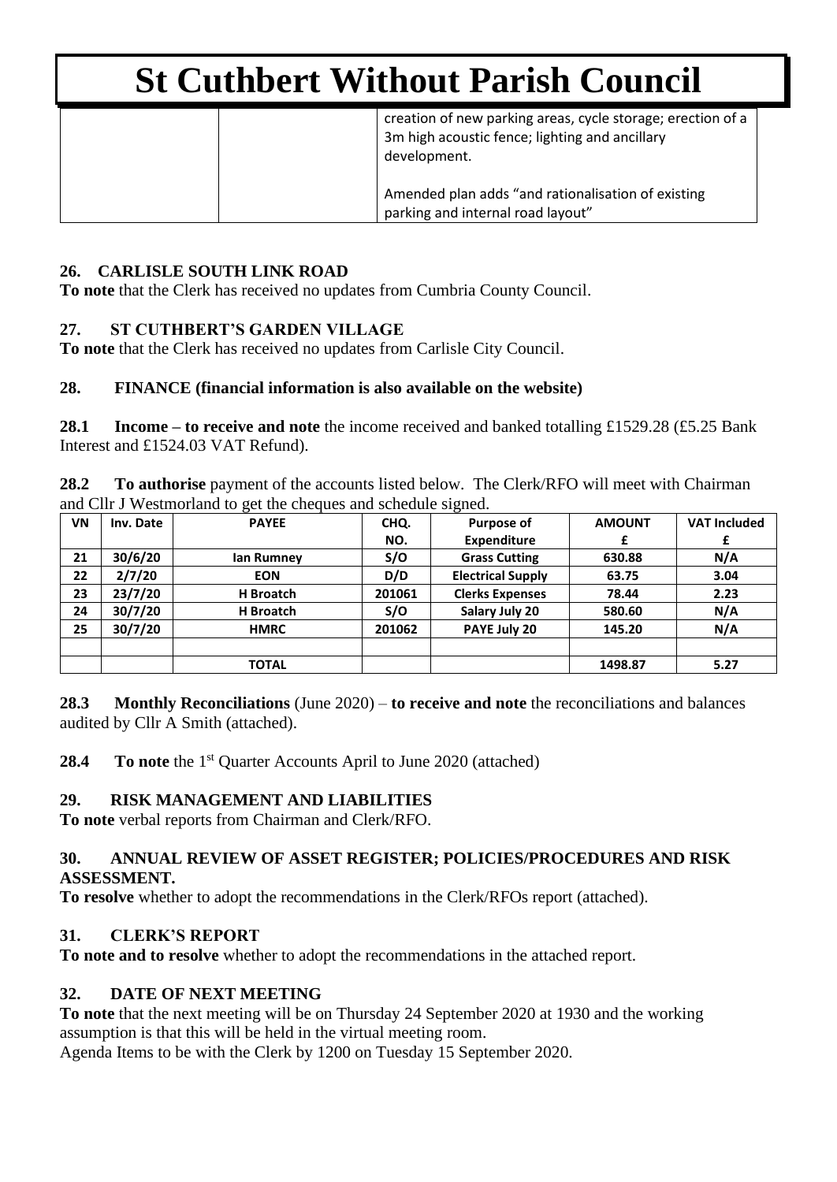# St Cuthbert Without Parish Council

| | | |
|---|---|---|
| | | creation of new parking areas, cycle storage; erection of a 3m high acoustic fence; lighting and ancillary development.<br><br>Amended plan adds "and rationalisation of existing parking and internal road layout" |

### 26. CARLISLE SOUTH LINK ROAD

**To note** that the Clerk has received no updates from Cumbria County Council.

### 27. ST CUTHBERT'S GARDEN VILLAGE

**To note** that the Clerk has received no updates from Carlisle City Council.

### 28. FINANCE (financial information is also available on the website)

**28.1 Income – to receive and note** the income received and banked totalling £1529.28 (£5.25 Bank Interest and £1524.03 VAT Refund).

**28.2 To authorise** payment of the accounts listed below. The Clerk/RFO will meet with Chairman and Cllr J Westmorland to get the cheques and schedule signed.

| VN | Inv. Date | PAYEE | CHQ. NO. | Purpose of Expenditure | AMOUNT £ | VAT Included £ |
|---|---|---|---|---|---|---|
| 21 | 30/6/20 | Ian Rumney | S/O | Grass Cutting | 630.88 | N/A |
| 22 | 2/7/20 | EON | D/D | Electrical Supply | 63.75 | 3.04 |
| 23 | 23/7/20 | H Broatch | 201061 | Clerks Expenses | 78.44 | 2.23 |
| 24 | 30/7/20 | H Broatch | S/O | Salary July 20 | 580.60 | N/A |
| 25 | 30/7/20 | HMRC | 201062 | PAYE July 20 | 145.20 | N/A |
| | | | | | | |
| | | TOTAL | | | 1498.87 | 5.27 |

**28.3 Monthly Reconciliations** (June 2020) – **to receive and note** the reconciliations and balances audited by Cllr A Smith (attached).

**28.4 To note** the 1st Quarter Accounts April to June 2020 (attached)

### 29. RISK MANAGEMENT AND LIABILITIES

**To note** verbal reports from Chairman and Clerk/RFO.

### 30. ANNUAL REVIEW OF ASSET REGISTER; POLICIES/PROCEDURES AND RISK ASSESSMENT.

**To resolve** whether to adopt the recommendations in the Clerk/RFOs report (attached).

### 31. CLERK'S REPORT

**To note and to resolve** whether to adopt the recommendations in the attached report.

### 32. DATE OF NEXT MEETING

**To note** that the next meeting will be on Thursday 24 September 2020 at 1930 and the working assumption is that this will be held in the virtual meeting room.

Agenda Items to be with the Clerk by 1200 on Tuesday 15 September 2020.